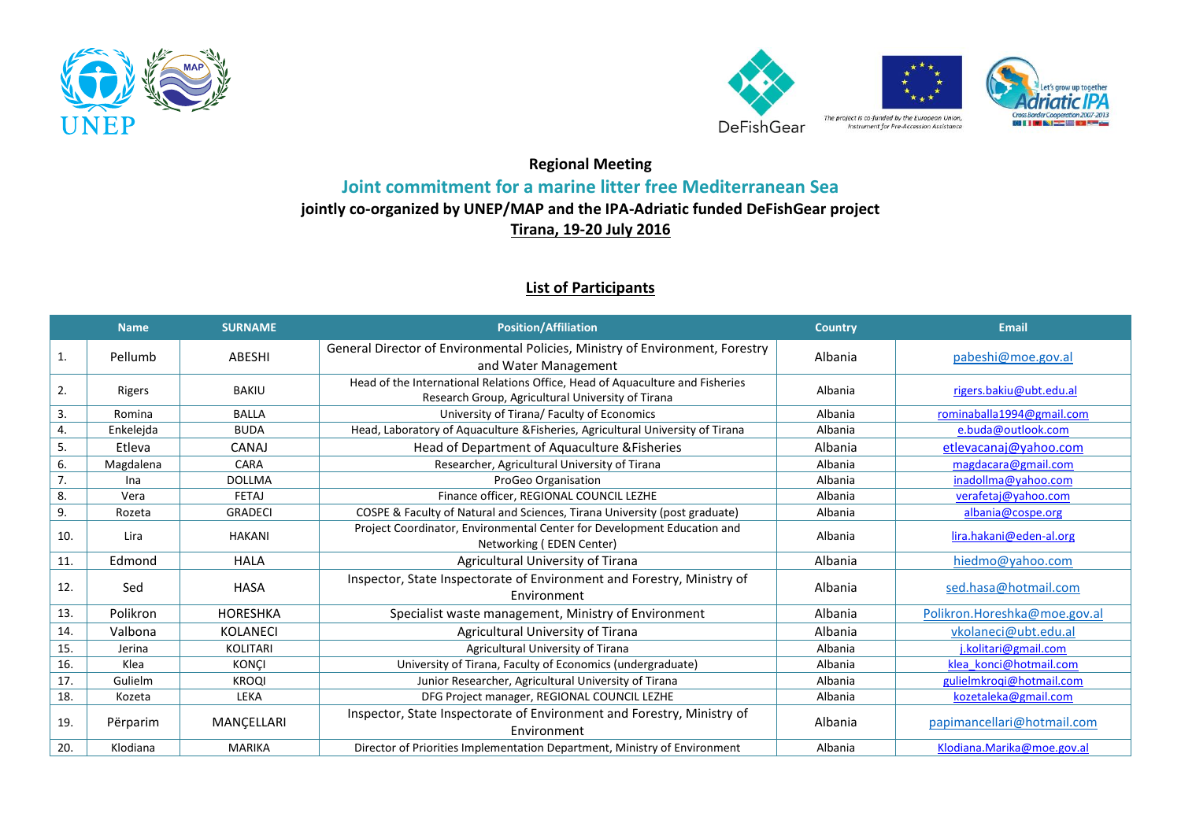**Regional Meeting**

## Joint commitment for a marine litter free Mediterranean Sea

**jointly co-organized by UNEP/MAP and the IPA-Adriatic funded DeFishGear project**

**Tirana, 19-20 July 2016**

### List of Participants

| | Name | SURNAME | Position/Affiliation | Country | Email |
|---|---|---|---|---|---|
| 1. | Pellumb | ABESHI | General Director of Environmental Policies, Ministry of Environment, Forestry and Water Management | Albania | pabeshi@moe.gov.al |
| 2. | Rigers | BAKIU | Head of the International Relations Office, Head of Aquaculture and Fisheries Research Group, Agricultural University of Tirana | Albania | rigers.bakiu@ubt.edu.al |
| 3. | Romina | BALLA | University of Tirana/ Faculty of Economics | Albania | rominaballa1994@gmail.com |
| 4. | Enkelejda | BUDA | Head, Laboratory of Aquaculture &Fisheries, Agricultural University of Tirana | Albania | e.buda@outlook.com |
| 5. | Etleva | CANAJ | Head of Department of Aquaculture &Fisheries | Albania | etlevacanaj@yahoo.com |
| 6. | Magdalena | CARA | Researcher, Agricultural University of Tirana | Albania | magdacara@gmail.com |
| 7. | Ina | DOLLMA | ProGeo Organisation | Albania | inadollma@yahoo.com |
| 8. | Vera | FETAJ | Finance officer, REGIONAL COUNCIL LEZHE | Albania | verafetaj@yahoo.com |
| 9. | Rozeta | GRADECI | COSPE & Faculty of Natural and Sciences, Tirana University (post graduate) | Albania | albania@cospe.org |
| 10. | Lira | HAKANI | Project Coordinator, Environmental Center for Development Education and Networking ( EDEN Center) | Albania | lira.hakani@eden-al.org |
| 11. | Edmond | HALA | Agricultural University of Tirana | Albania | hiedmo@yahoo.com |
| 12. | Sed | HASA | Inspector, State Inspectorate of Environment and Forestry, Ministry of Environment | Albania | sed.hasa@hotmail.com |
| 13. | Polikron | HORESHKA | Specialist waste management, Ministry of Environment | Albania | Polikron.Horeshka@moe.gov.al |
| 14. | Valbona | KOLANECI | Agricultural University of Tirana | Albania | vkolaneci@ubt.edu.al |
| 15. | Jerina | KOLITARI | Agricultural University of Tirana | Albania | j.kolitari@gmail.com |
| 16. | Klea | KONÇI | University of Tirana, Faculty of Economics (undergraduate) | Albania | klea_konci@hotmail.com |
| 17. | Gulielm | KROQI | Junior Researcher, Agricultural University of Tirana | Albania | gulielmkroqi@hotmail.com |
| 18. | Kozeta | LEKA | DFG Project manager, REGIONAL COUNCIL LEZHE | Albania | kozetaleka@gmail.com |
| 19. | Përparim | MANÇELLARI | Inspector, State Inspectorate of Environment and Forestry, Ministry of Environment | Albania | papimancellari@hotmail.com |
| 20. | Klodiana | MARIKA | Director of Priorities Implementation Department, Ministry of Environment | Albania | Klodiana.Marika@moe.gov.al |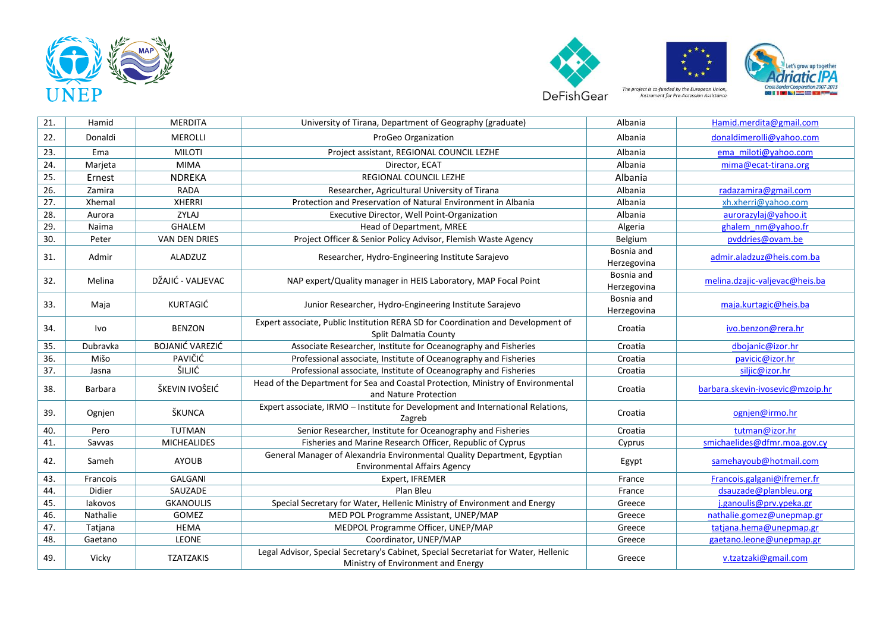| 21. | Hamid | MERDITA | University of Tirana, Department of Geography (graduate) | Albania | Hamid.merdita@gmail.com |
|---|---|---|---|---|---|
| 22. | Donaldi | MEROLLI | ProGeo Organization | Albania | donaldimerolli@yahoo.com |
| 23. | Ema | MILOTI | Project assistant, REGIONAL COUNCIL LEZHE | Albania | ema_miloti@yahoo.com |
| 24. | Marjeta | MIMA | Director, ECAT | Albania | mima@ecat-tirana.org |
| 25. | Ernest | NDREKA | REGIONAL COUNCIL LEZHE | Albania | |
| 26. | Zamira | RADA | Researcher, Agricultural University of Tirana | Albania | radazamira@gmail.com |
| 27. | Xhemal | XHERRI | Protection and Preservation of Natural Environment in Albania | Albania | xh.xherri@yahoo.com |
| 28. | Aurora | ZYLAJ | Executive Director, Well Point-Organization | Albania | aurorazylaj@yahoo.it |
| 29. | Naïma | GHALEM | Head of Department, MREE | Algeria | ghalem_nm@yahoo.fr |
| 30. | Peter | VAN DEN DRIES | Project Officer & Senior Policy Advisor, Flemish Waste Agency | Belgium | pvddries@ovam.be |
| 31. | Admir | ALADZUZ | Researcher, Hydro-Engineering Institute Sarajevo | Bosnia and Herzegovina | admir.aladzuz@heis.com.ba |
| 32. | Melina | DŽAJIĆ - VALJEVAC | NAP expert/Quality manager in HEIS Laboratory, MAP Focal Point | Bosnia and Herzegovina | melina.dzajic-valjevac@heis.ba |
| 33. | Maja | KURTAGIĆ | Junior Researcher, Hydro-Engineering Institute Sarajevo | Bosnia and Herzegovina | maja.kurtagic@heis.ba |
| 34. | Ivo | BENZON | Expert associate, Public Institution RERA SD for Coordination and Development of Split Dalmatia County | Croatia | ivo.benzon@rera.hr |
| 35. | Dubravka | BOJANIĆ VAREZIĆ | Associate Researcher, Institute for Oceanography and Fisheries | Croatia | dbojanic@izor.hr |
| 36. | Mišo | PAVIČIĆ | Professional associate, Institute of Oceanography and Fisheries | Croatia | pavicic@izor.hr |
| 37. | Jasna | ŠILJIĆ | Professional associate, Institute of Oceanography and Fisheries | Croatia | siljic@izor.hr |
| 38. | Barbara | ŠKEVIN IVOŠEIĆ | Head of the Department for Sea and Coastal Protection, Ministry of Environmental and Nature Protection | Croatia | barbara.skevin-ivosevic@mzoip.hr |
| 39. | Ognjen | ŠKUNCA | Expert associate, IRMO – Institute for Development and International Relations, Zagreb | Croatia | ognjen@irmo.hr |
| 40. | Pero | TUTMAN | Senior Researcher, Institute for Oceanography and Fisheries | Croatia | tutman@izor.hr |
| 41. | Savvas | MICHEALIDES | Fisheries and Marine Research Officer, Republic of Cyprus | Cyprus | smichaelides@dfmr.moa.gov.cy |
| 42. | Sameh | AYOUB | General Manager of Alexandria Environmental Quality Department, Egyptian Environmental Affairs Agency | Egypt | samehayoub@hotmail.com |
| 43. | Francois | GALGANI | Expert, IFREMER | France | Francois.galgani@ifremer.fr |
| 44. | Didier | SAUZADE | Plan Bleu | France | dsauzade@planbleu.org |
| 45. | Iakovos | GKANOULIS | Special Secretary for Water, Hellenic Ministry of Environment and Energy | Greece | j.ganoulis@prv.ypeka.gr |
| 46. | Nathalie | GOMEZ | MED POL Programme Assistant, UNEP/MAP | Greece | nathalie.gomez@unepmap.gr |
| 47. | Tatjana | HEMA | MEDPOL Programme Officer, UNEP/MAP | Greece | tatjana.hema@unepmap.gr |
| 48. | Gaetano | LEONE | Coordinator, UNEP/MAP | Greece | gaetano.leone@unepmap.gr |
| 49. | Vicky | TZATZAKIS | Legal Advisor, Special Secretary's Cabinet, Special Secretariat for Water, Hellenic Ministry of Environment and Energy | Greece | v.tzatzaki@gmail.com |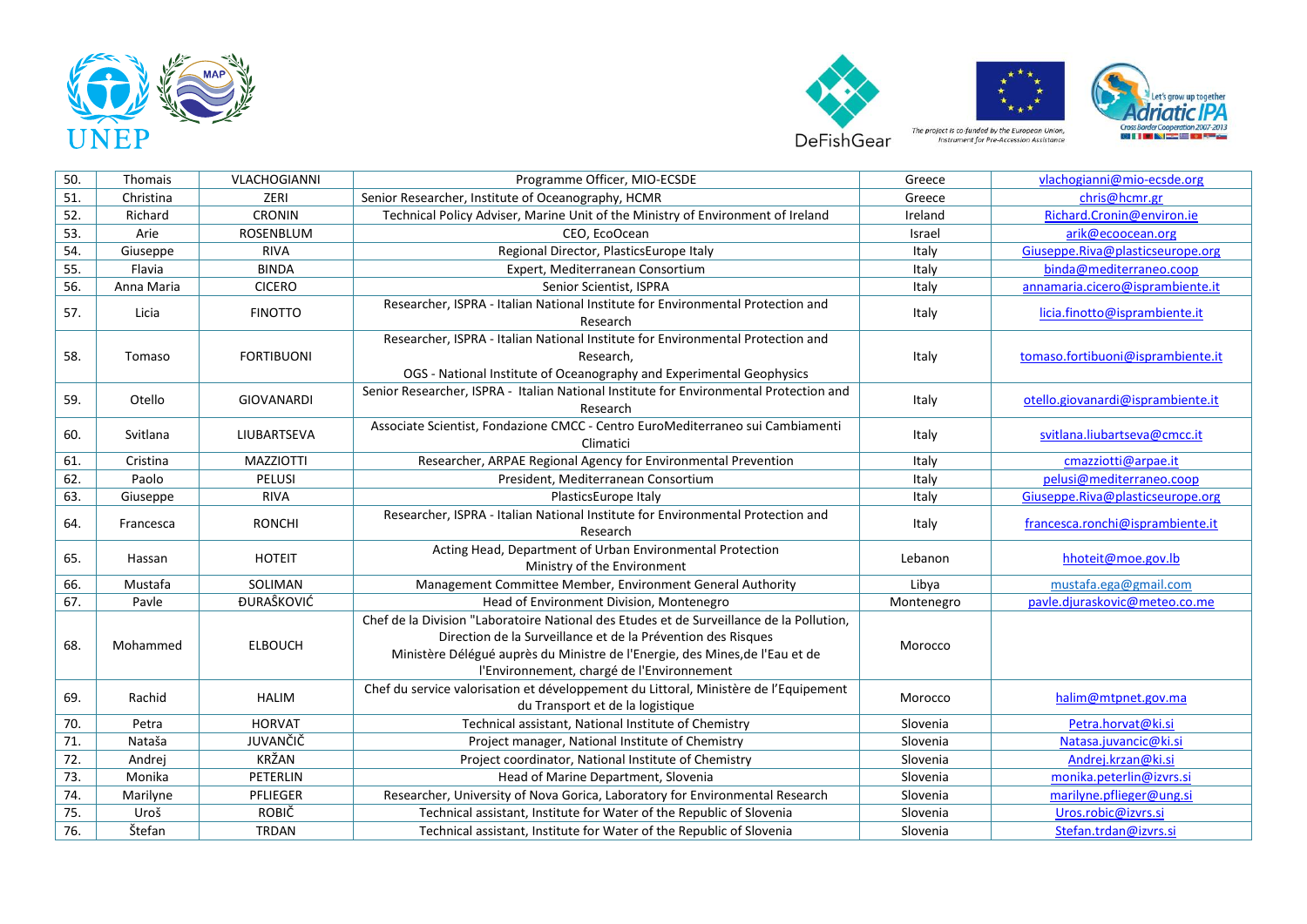| 50. | Thomais | VLACHOGIANNI | Programme Officer, MIO-ECSDE | Greece | vlachogianni@mio-ecsde.org |
|---|---|---|---|---|---|
| 51. | Christina | ZERI | Senior Researcher, Institute of Oceanography, HCMR | Greece | chris@hcmr.gr |
| 52. | Richard | CRONIN | Technical Policy Adviser, Marine Unit of the Ministry of Environment of Ireland | Ireland | Richard.Cronin@environ.ie |
| 53. | Arie | ROSENBLUM | CEO, EcoOcean | Israel | arik@ecoocean.org |
| 54. | Giuseppe | RIVA | Regional Director, PlasticsEurope Italy | Italy | Giuseppe.Riva@plasticseurope.org |
| 55. | Flavia | BINDA | Expert, Mediterranean Consortium | Italy | binda@mediterraneo.coop |
| 56. | Anna Maria | CICERO | Senior Scientist, ISPRA | Italy | annamaria.cicero@isprambiente.it |
| 57. | Licia | FINOTTO | Researcher, ISPRA - Italian National Institute for Environmental Protection and Research | Italy | licia.finotto@isprambiente.it |
| 58. | Tomaso | FORTIBUONI | Researcher, ISPRA - Italian National Institute for Environmental Protection and Research, OGS - National Institute of Oceanography and Experimental Geophysics | Italy | tomaso.fortibuoni@isprambiente.it |
| 59. | Otello | GIOVANARDI | Senior Researcher, ISPRA - Italian National Institute for Environmental Protection and Research | Italy | otello.giovanardi@isprambiente.it |
| 60. | Svitlana | LIUBARTSEVA | Associate Scientist, Fondazione CMCC - Centro EuroMediterraneo sui Cambiamenti Climatici | Italy | svitlana.liubartseva@cmcc.it |
| 61. | Cristina | MAZZIOTTI | Researcher, ARPAE Regional Agency for Environmental Prevention | Italy | cmazziotti@arpae.it |
| 62. | Paolo | PELUSI | President, Mediterranean Consortium | Italy | pelusi@mediterraneo.coop |
| 63. | Giuseppe | RIVA | PlasticsEurope Italy | Italy | Giuseppe.Riva@plasticseurope.org |
| 64. | Francesca | RONCHI | Researcher, ISPRA - Italian National Institute for Environmental Protection and Research | Italy | francesca.ronchi@isprambiente.it |
| 65. | Hassan | HOTEIT | Acting Head, Department of Urban Environmental Protection Ministry of the Environment | Lebanon | hhoteit@moe.gov.lb |
| 66. | Mustafa | SOLIMAN | Management Committee Member, Environment General Authority | Libya | mustafa.ega@gmail.com |
| 67. | Pavle | ĐURAŠKOVIĆ | Head of Environment Division, Montenegro | Montenegro | pavle.djuraskovic@meteo.co.me |
| 68. | Mohammed | ELBOUCH | Chef de la Division "Laboratoire National des Etudes et de Surveillance de la Pollution, Direction de la Surveillance et de la Prévention des Risques Ministère Délégué auprès du Ministre de l'Energie, des Mines,de l'Eau et de l'Environnement, chargé de l'Environnement | Morocco | |
| 69. | Rachid | HALIM | Chef du service valorisation et développement du Littoral, Ministère de l'Equipement du Transport et de la logistique | Morocco | halim@mtpnet.gov.ma |
| 70. | Petra | HORVAT | Technical assistant, National Institute of Chemistry | Slovenia | Petra.horvat@ki.si |
| 71. | Nataša | JUVANČIČ | Project manager, National Institute of Chemistry | Slovenia | Natasa.juvancic@ki.si |
| 72. | Andrej | KRŽAN | Project coordinator, National Institute of Chemistry | Slovenia | Andrej.krzan@ki.si |
| 73. | Monika | PETERLIN | Head of Marine Department, Slovenia | Slovenia | monika.peterlin@izvrs.si |
| 74. | Marilyne | PFLIEGER | Researcher, University of Nova Gorica, Laboratory for Environmental Research | Slovenia | marilyne.pflieger@ung.si |
| 75. | Uroš | ROBIČ | Technical assistant, Institute for Water of the Republic of Slovenia | Slovenia | Uros.robic@izvrs.si |
| 76. | Štefan | TRDAN | Technical assistant, Institute for Water of the Republic of Slovenia | Slovenia | Stefan.trdan@izvrs.si |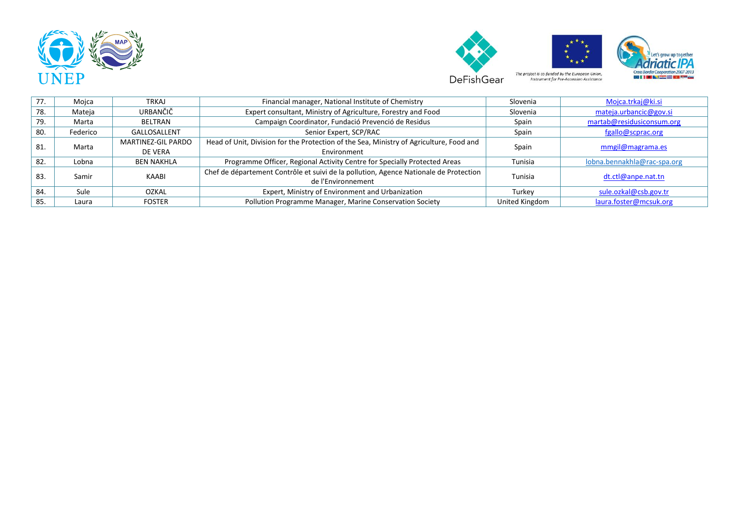| | | | | | |
|---|---|---|---|---|---|
| 77. | Mojca | TRKAJ | Financial manager, National Institute of Chemistry | Slovenia | Mojca.trkaj@ki.si |
| 78. | Mateja | URBANČIČ | Expert consultant, Ministry of Agriculture, Forestry and Food | Slovenia | mateja.urbancic@gov.si |
| 79. | Marta | BELTRAN | Campaign Coordinator, Fundació Prevenció de Residus | Spain | martab@residusiconsum.org |
| 80. | Federico | GALLOSALLENT | Senior Expert, SCP/RAC | Spain | fgallo@scprac.org |
| 81. | Marta | MARTINEZ-GIL PARDO DE VERA | Head of Unit, Division for the Protection of the Sea, Ministry of Agriculture, Food and Environment | Spain | mmgil@magrama.es |
| 82. | Lobna | BEN NAKHLA | Programme Officer, Regional Activity Centre for Specially Protected Areas | Tunisia | lobna.bennakhla@rac-spa.org |
| 83. | Samir | KAABI | Chef de département Contrôle et suivi de la pollution, Agence Nationale de Protection de l'Environnement | Tunisia | dt.ctl@anpe.nat.tn |
| 84. | Sule | OZKAL | Expert, Ministry of Environment and Urbanization | Turkey | sule.ozkal@csb.gov.tr |
| 85. | Laura | FOSTER | Pollution Programme Manager, Marine Conservation Society | United Kingdom | laura.foster@mcsuk.org |